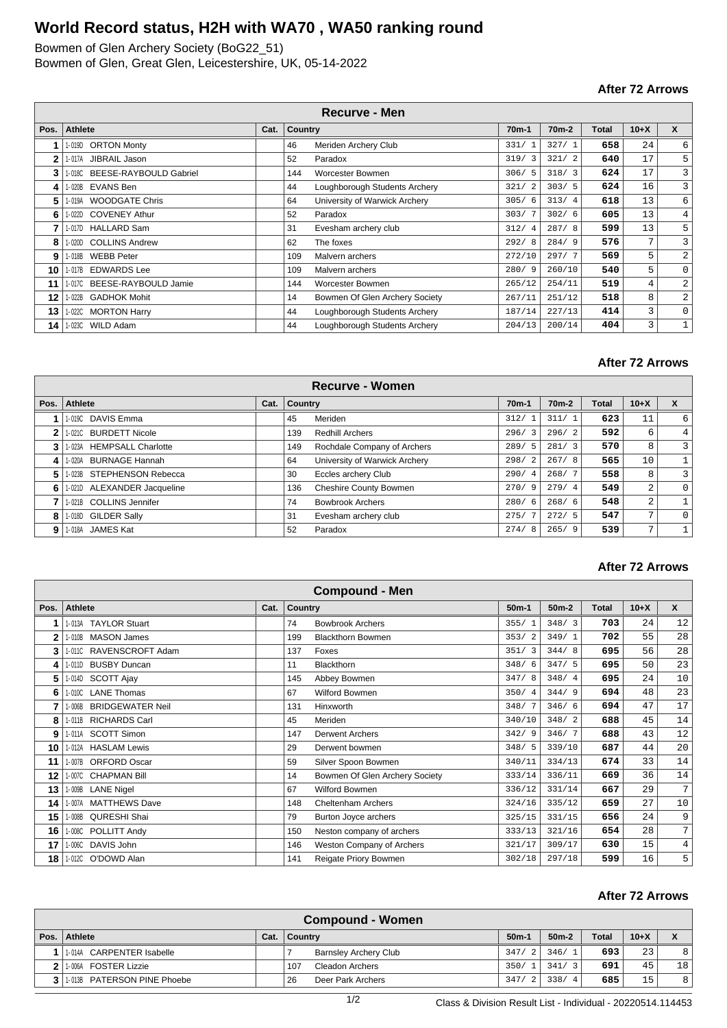# World Record status, H2H with WA70 , WA50 ranking round

Bowmen of Glen Archery Society (BoG22_51)
Bowmen of Glen, Great Glen, Leicestershire, UK, 05-14-2022

**After 72 Arrows**

| Recurve - Men | | | | | | | | | |
|---|---|---|---|---|---|---|---|---|---|
| Pos. | Athlete | Cat. | Country | | 70m-1 | 70m-2 | Total | 10+X | X |
| 1 | 1-019D ORTON Monty | | 46 | Meriden Archery Club | 331/ 1 | 327/ 1 | **658** | 24 | 6 |
| 2 | 1-017A JIBRAIL Jason | | 52 | Paradox | 319/ 3 | 321/ 2 | **640** | 17 | 5 |
| 3 | 1-018C BEESE-RAYBOULD Gabriel | | 144 | Worcester Bowmen | 306/ 5 | 318/ 3 | **624** | 17 | 3 |
| 4 | 1-020B EVANS Ben | | 44 | Loughborough Students Archery | 321/ 2 | 303/ 5 | **624** | 16 | 3 |
| 5 | 1-019A WOODGATE Chris | | 64 | University of Warwick Archery | 305/ 6 | 313/ 4 | **618** | 13 | 6 |
| 6 | 1-022D COVENEY Athur | | 52 | Paradox | 303/ 7 | 302/ 6 | **605** | 13 | 4 |
| 7 | 1-017D HALLARD Sam | | 31 | Evesham archery club | 312/ 4 | 287/ 8 | **599** | 13 | 5 |
| 8 | 1-020D COLLINS Andrew | | 62 | The foxes | 292/ 8 | 284/ 9 | **576** | 7 | 3 |
| 9 | 1-018B WEBB Peter | | 109 | Malvern archers | 272/10 | 297/ 7 | **569** | 5 | 2 |
| 10 | 1-017B EDWARDS Lee | | 109 | Malvern archers | 280/ 9 | 260/10 | **540** | 5 | 0 |
| 11 | 1-017C BEESE-RAYBOULD Jamie | | 144 | Worcester Bowmen | 265/12 | 254/11 | **519** | 4 | 2 |
| 12 | 1-022B GADHOK Mohit | | 14 | Bowmen Of Glen Archery Society | 267/11 | 251/12 | **518** | 8 | 2 |
| 13 | 1-022C MORTON Harry | | 44 | Loughborough Students Archery | 187/14 | 227/13 | **414** | 3 | 0 |
| 14 | 1-023C WILD Adam | | 44 | Loughborough Students Archery | 204/13 | 200/14 | **404** | 3 | 1 |

**After 72 Arrows**

| Recurve - Women | | | | | | | | | |
|---|---|---|---|---|---|---|---|---|---|
| Pos. | Athlete | Cat. | Country | | 70m-1 | 70m-2 | Total | 10+X | X |
| 1 | 1-019C DAVIS Emma | | 45 | Meriden | 312/ 1 | 311/ 1 | **623** | 11 | 6 |
| 2 | 1-021C BURDETT Nicole | | 139 | Redhill Archers | 296/ 3 | 296/ 2 | **592** | 6 | 4 |
| 3 | 1-023A HEMPSALL Charlotte | | 149 | Rochdale Company of Archers | 289/ 5 | 281/ 3 | **570** | 8 | 3 |
| 4 | 1-020A BURNAGE Hannah | | 64 | University of Warwick Archery | 298/ 2 | 267/ 8 | **565** | 10 | 1 |
| 5 | 1-023B STEPHENSON Rebecca | | 30 | Eccles archery Club | 290/ 4 | 268/ 7 | **558** | 8 | 3 |
| 6 | 1-021D ALEXANDER Jacqueline | | 136 | Cheshire County Bowmen | 270/ 9 | 279/ 4 | **549** | 2 | 0 |
| 7 | 1-021B COLLINS Jennifer | | 74 | Bowbrook Archers | 280/ 6 | 268/ 6 | **548** | 2 | 1 |
| 8 | 1-018D GILDER Sally | | 31 | Evesham archery club | 275/ 7 | 272/ 5 | **547** | 7 | 0 |
| 9 | 1-018A JAMES Kat | | 52 | Paradox | 274/ 8 | 265/ 9 | **539** | 7 | 1 |

**After 72 Arrows**

| Compound - Men | | | | | | | | | |
|---|---|---|---|---|---|---|---|---|---|
| Pos. | Athlete | Cat. | Country | | 50m-1 | 50m-2 | Total | 10+X | X |
| 1 | 1-013A TAYLOR Stuart | | 74 | Bowbrook Archers | 355/ 1 | 348/ 3 | **703** | 24 | 12 |
| 2 | 1-010B MASON James | | 199 | Blackthorn Bowmen | 353/ 2 | 349/ 1 | **702** | 55 | 28 |
| 3 | 1-011C RAVENSCROFT Adam | | 137 | Foxes | 351/ 3 | 344/ 8 | **695** | 56 | 28 |
| 4 | 1-011D BUSBY Duncan | | 11 | Blackthorn | 348/ 6 | 347/ 5 | **695** | 50 | 23 |
| 5 | 1-014D SCOTT Ajay | | 145 | Abbey Bowmen | 347/ 8 | 348/ 4 | **695** | 24 | 10 |
| 6 | 1-010C LANE Thomas | | 67 | Wilford Bowmen | 350/ 4 | 344/ 9 | **694** | 48 | 23 |
| 7 | 1-006B BRIDGEWATER Neil | | 131 | Hinxworth | 348/ 7 | 346/ 6 | **694** | 47 | 17 |
| 8 | 1-011B RICHARDS Carl | | 45 | Meriden | 340/10 | 348/ 2 | **688** | 45 | 14 |
| 9 | 1-011A SCOTT Simon | | 147 | Derwent Archers | 342/ 9 | 346/ 7 | **688** | 43 | 12 |
| 10 | 1-012A HASLAM Lewis | | 29 | Derwent bowmen | 348/ 5 | 339/10 | **687** | 44 | 20 |
| 11 | 1-007B ORFORD Oscar | | 59 | Silver Spoon Bowmen | 340/11 | 334/13 | **674** | 33 | 14 |
| 12 | 1-007C CHAPMAN Bill | | 14 | Bowmen Of Glen Archery Society | 333/14 | 336/11 | **669** | 36 | 14 |
| 13 | 1-009B LANE Nigel | | 67 | Wilford Bowmen | 336/12 | 331/14 | **667** | 29 | 7 |
| 14 | 1-007A MATTHEWS Dave | | 148 | Cheltenham Archers | 324/16 | 335/12 | **659** | 27 | 10 |
| 15 | 1-008B QURESHI Shai | | 79 | Burton Joyce archers | 325/15 | 331/15 | **656** | 24 | 9 |
| 16 | 1-008C POLLITT Andy | | 150 | Neston company of archers | 333/13 | 321/16 | **654** | 28 | 7 |
| 17 | 1-006C DAVIS John | | 146 | Weston Company of Archers | 321/17 | 309/17 | **630** | 15 | 4 |
| 18 | 1-012C O'DOWD Alan | | 141 | Reigate Priory Bowmen | 302/18 | 297/18 | **599** | 16 | 5 |

**After 72 Arrows**

| Compound - Women | | | | | | | | | |
|---|---|---|---|---|---|---|---|---|---|
| Pos. | Athlete | Cat. | Country | | 50m-1 | 50m-2 | Total | 10+X | X |
| 1 | 1-014A CARPENTER Isabelle | | 7 | Barnsley Archery Club | 347/ 2 | 346/ 1 | **693** | 23 | 8 |
| 2 | 1-006A FOSTER Lizzie | | 107 | Cleadon Archers | 350/ 1 | 341/ 3 | **691** | 45 | 18 |
| 3 | 1-013B PATERSON PINE Phoebe | | 26 | Deer Park Archers | 347/ 2 | 338/ 4 | **685** | 15 | 8 |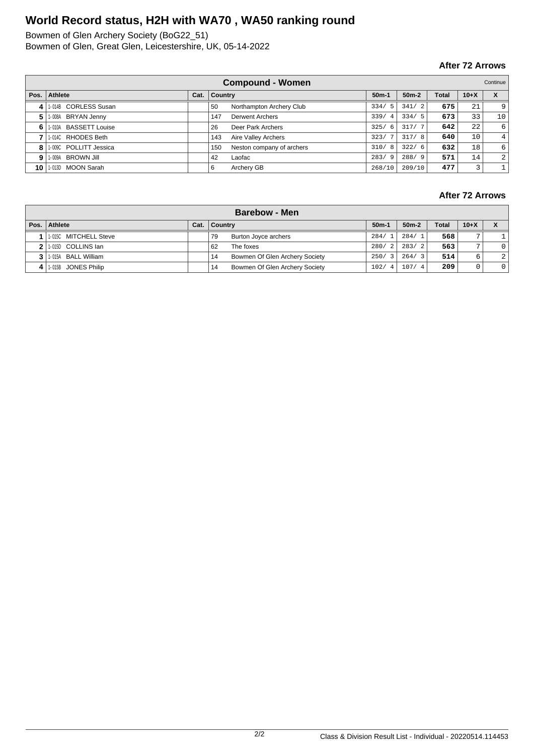# World Record status, H2H with WA70 , WA50 ranking round

Bowmen of Glen Archery Society (BoG22_51)
Bowmen of Glen, Great Glen, Leicestershire, UK, 05-14-2022

**After 72 Arrows**

| Compound - Women | | | | | | | | | Continue |
|---|---|---|---|---|---|---|---|---|---|
| Pos. | Athlete | Cat. | Country | | 50m-1 | 50m-2 | Total | 10+X | X |
| 4 | 1-014B CORLESS Susan | | 50 | Northampton Archery Club | 334/ 5 | 341/ 2 | **675** | 21 | 9 |
| 5 | 1-008A BRYAN Jenny | | 147 | Derwent Archers | 339/ 4 | 334/ 5 | **673** | 33 | 10 |
| 6 | 1-010A BASSETT Louise | | 26 | Deer Park Archers | 325/ 6 | 317/ 7 | **642** | 22 | 6 |
| 7 | 1-014C RHODES Beth | | 143 | Aire Valley Archers | 323/ 7 | 317/ 8 | **640** | 10 | 4 |
| 8 | 1-009C POLLITT Jessica | | 150 | Neston company of archers | 310/ 8 | 322/ 6 | **632** | 18 | 6 |
| 9 | 1-009A BROWN Jill | | 42 | Laofac | 283/ 9 | 288/ 9 | **571** | 14 | 2 |
| 10 | 1-013D MOON Sarah | | 6 | Archery GB | 268/10 | 209/10 | **477** | 3 | 1 |

**After 72 Arrows**

| Barebow - Men | | | | | | | | | |
|---|---|---|---|---|---|---|---|---|---|
| Pos. | Athlete | Cat. | Country | | 50m-1 | 50m-2 | Total | 10+X | X |
| 1 | 1-015C MITCHELL Steve | | 79 | Burton Joyce archers | 284/ 1 | 284/ 1 | **568** | 7 | 1 |
| 2 | 1-015D COLLINS Ian | | 62 | The foxes | 280/ 2 | 283/ 2 | **563** | 7 | 0 |
| 3 | 1-015A BALL William | | 14 | Bowmen Of Glen Archery Society | 250/ 3 | 264/ 3 | **514** | 6 | 2 |
| 4 | 1-015B JONES Philip | | 14 | Bowmen Of Glen Archery Society | 102/ 4 | 107/ 4 | **209** | 0 | 0 |

Class & Division Result List - Individual - 20220514.114453